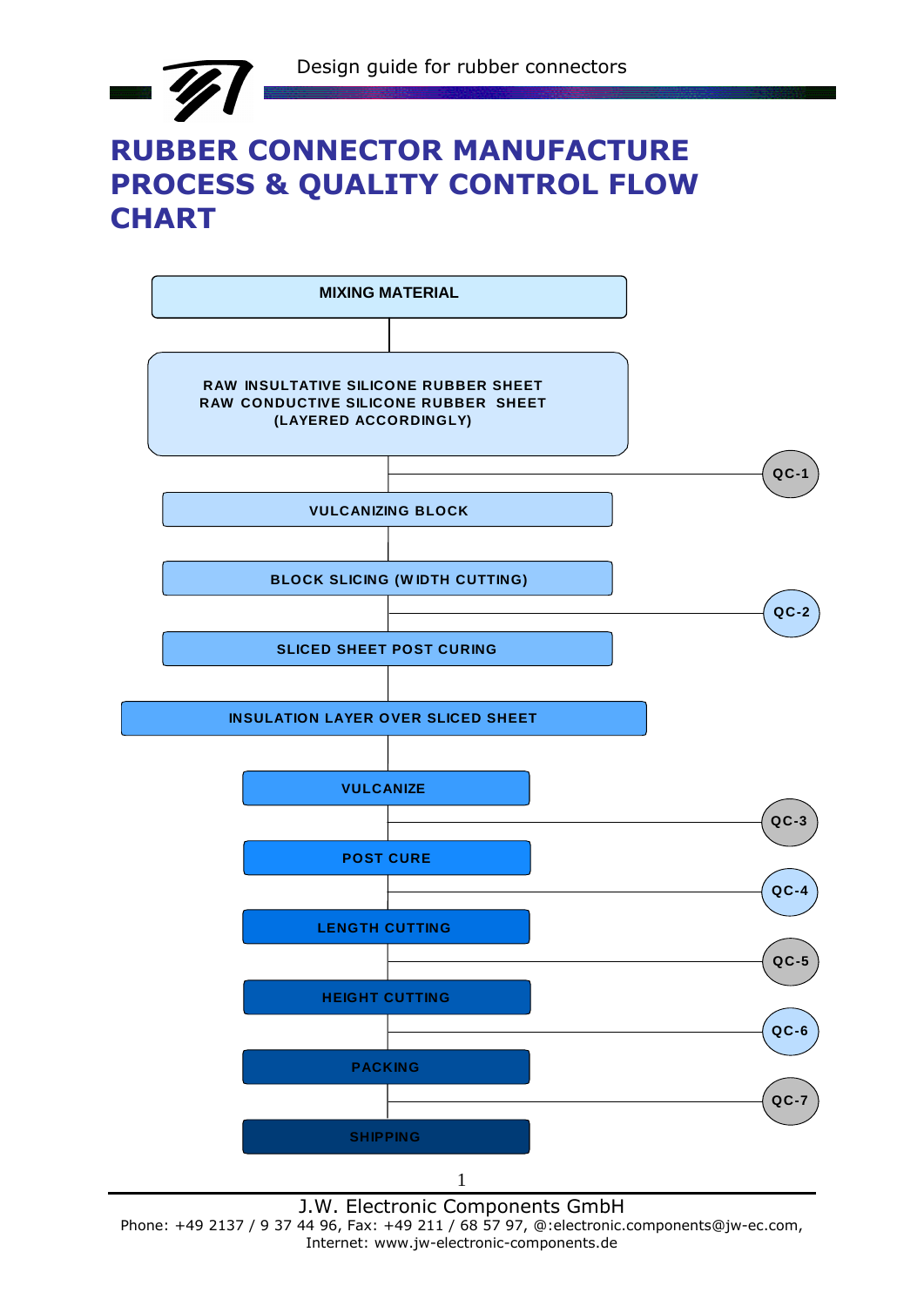# RUBBER CONNECTOR MANUFACTURE PROCESS & QUALITY CONTROL FLOW CHART

MIXING MATERIAL

RAW INSULTATIVE SILICONE RUBBER SHEET
RAW CONDUCTIVE SILICONE RUBBER SHEET
(LAYERED ACCORDINGLY)

QC-1

VULCANIZING BLOCK

BLOCK SLICING (WIDTH CUTTING)

QC-2

SLICED SHEET POST CURING

INSULATION LAYER OVER SLICED SHEET

VULCANIZE

QC-3

POST CURE

QC-4

LENGTH CUTTING

QC-5

HEIGHT CUTTING

QC-6

PACKING

QC-7

SHIPPING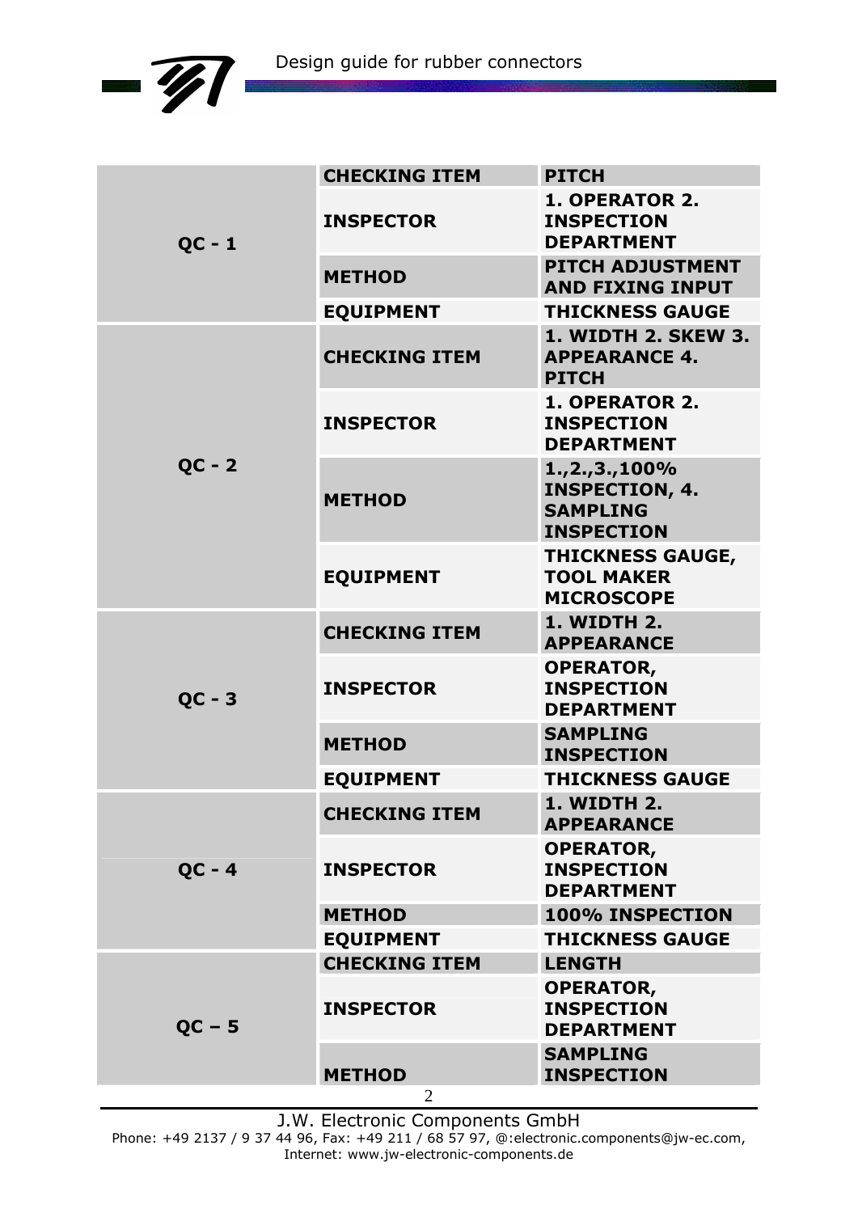| | | |
|---|---|---|
| QC - 1 | CHECKING ITEM | PITCH |
| | INSPECTOR | 1. OPERATOR 2. INSPECTION DEPARTMENT |
| | METHOD | PITCH ADJUSTMENT AND FIXING INPUT |
| | EQUIPMENT | THICKNESS GAUGE |
| QC - 2 | CHECKING ITEM | 1. WIDTH 2. SKEW 3. APPEARANCE 4. PITCH |
| | INSPECTOR | 1. OPERATOR 2. INSPECTION DEPARTMENT |
| | METHOD | 1.,2.,3.,100% INSPECTION, 4. SAMPLING INSPECTION |
| | EQUIPMENT | THICKNESS GAUGE, TOOL MAKER MICROSCOPE |
| QC - 3 | CHECKING ITEM | 1. WIDTH 2. APPEARANCE |
| | INSPECTOR | OPERATOR, INSPECTION DEPARTMENT |
| | METHOD | SAMPLING INSPECTION |
| | EQUIPMENT | THICKNESS GAUGE |
| QC - 4 | CHECKING ITEM | 1. WIDTH 2. APPEARANCE |
| | INSPECTOR | OPERATOR, INSPECTION DEPARTMENT |
| | METHOD | 100% INSPECTION |
| | EQUIPMENT | THICKNESS GAUGE |
| QC – 5 | CHECKING ITEM | LENGTH |
| | INSPECTOR | OPERATOR, INSPECTION DEPARTMENT |
| | METHOD | SAMPLING INSPECTION |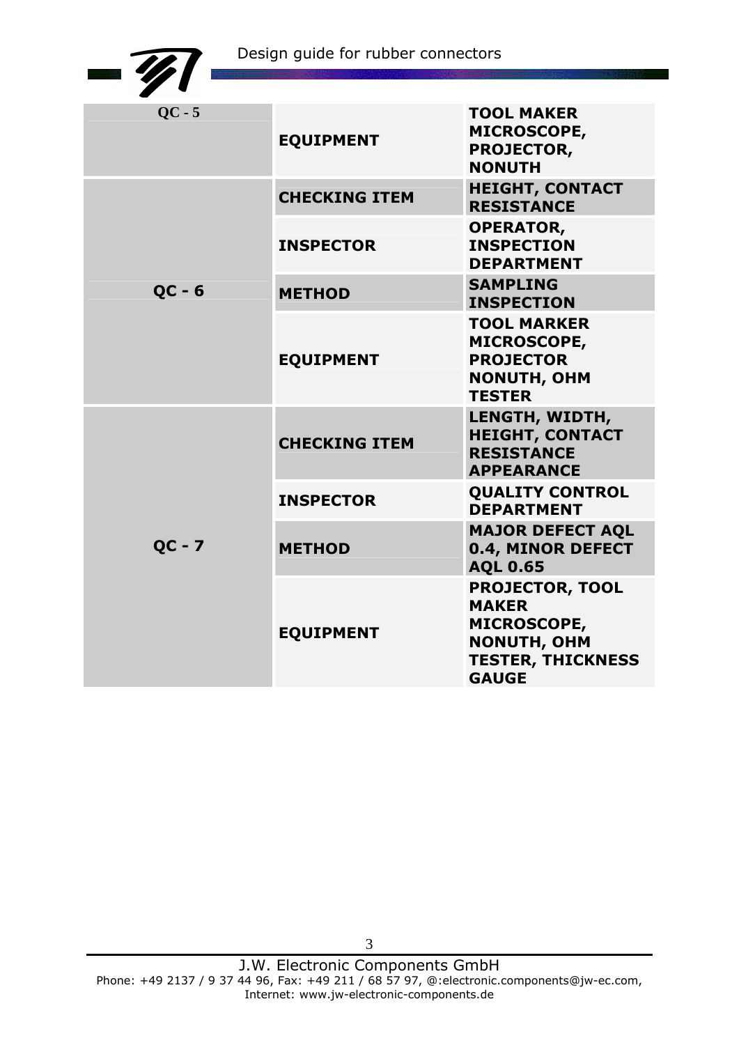| | | |
|---|---|---|
| **QC - 5** | **EQUIPMENT** | **TOOL MAKER MICROSCOPE, PROJECTOR, NONUTH** |
| **QC - 6** | **CHECKING ITEM** | **HEIGHT, CONTACT RESISTANCE** |
| | **INSPECTOR** | **OPERATOR, INSPECTION DEPARTMENT** |
| | **METHOD** | **SAMPLING INSPECTION** |
| | **EQUIPMENT** | **TOOL MARKER MICROSCOPE, PROJECTOR NONUTH, OHM TESTER** |
| **QC - 7** | **CHECKING ITEM** | **LENGTH, WIDTH, HEIGHT, CONTACT RESISTANCE APPEARANCE** |
| | **INSPECTOR** | **QUALITY CONTROL DEPARTMENT** |
| | **METHOD** | **MAJOR DEFECT AQL 0.4, MINOR DEFECT AQL 0.65** |
| | **EQUIPMENT** | **PROJECTOR, TOOL MAKER MICROSCOPE, NONUTH, OHM TESTER, THICKNESS GAUGE** |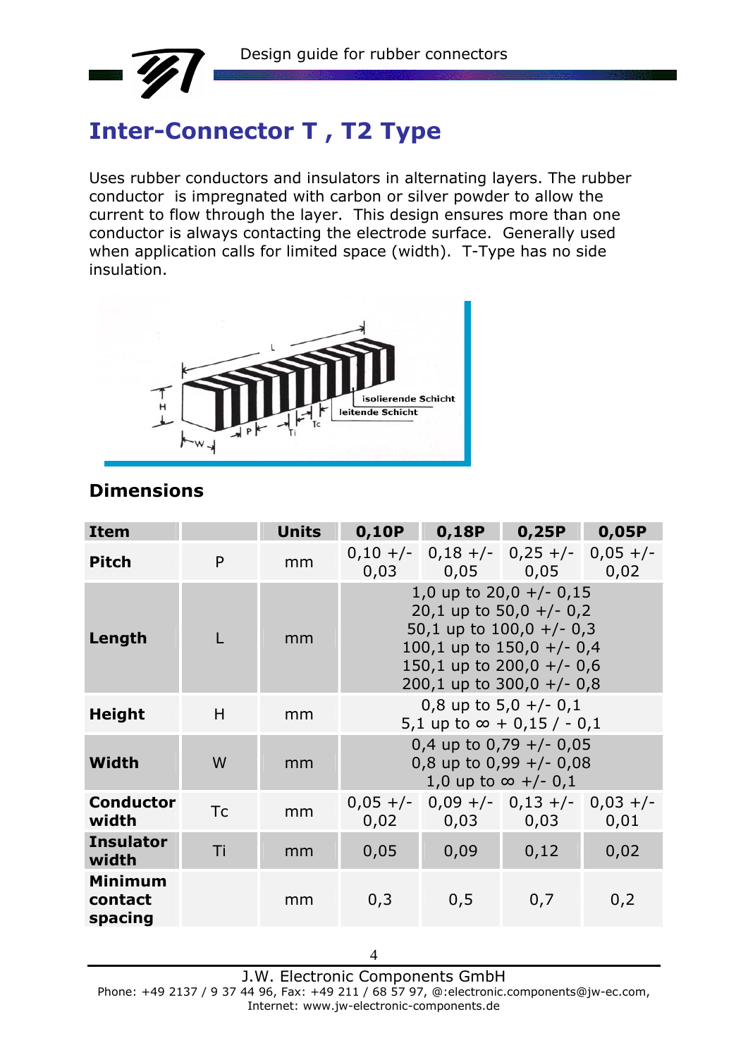# Inter-Connector T , T2 Type

Uses rubber conductors and insulators in alternating layers. The rubber conductor is impregnated with carbon or silver powder to allow the current to flow through the layer. This design ensures more than one conductor is always contacting the electrode surface. Generally used when application calls for limited space (width). T-Type has no side insulation.

## Dimensions

| Item | | Units | 0,10P | 0,18P | 0,25P | 0,05P |
|---|---|---|---|---|---|---|
| **Pitch** | P | mm | 0,10 +/- 0,03 | 0,18 +/- 0,05 | 0,25 +/- 0,05 | 0,05 +/- 0,02 |
| **Length** | L | mm | 1,0 up to 20,0 +/- 0,15<br>20,1 up to 50,0 +/- 0,2<br>50,1 up to 100,0 +/- 0,3<br>100,1 up to 150,0 +/- 0,4<br>150,1 up to 200,0 +/- 0,6<br>200,1 up to 300,0 +/- 0,8 | | | |
| **Height** | H | mm | 0,8 up to 5,0 +/- 0,1<br>5,1 up to ∞ + 0,15 / - 0,1 | | | |
| **Width** | W | mm | 0,4 up to 0,79 +/- 0,05<br>0,8 up to 0,99 +/- 0,08<br>1,0 up to ∞ +/- 0,1 | | | |
| **Conductor width** | Tc | mm | 0,05 +/- 0,02 | 0,09 +/- 0,03 | 0,13 +/- 0,03 | 0,03 +/- 0,01 |
| **Insulator width** | Ti | mm | 0,05 | 0,09 | 0,12 | 0,02 |
| **Minimum contact spacing** | | mm | 0,3 | 0,5 | 0,7 | 0,2 |

J.W. Electronic Components GmbH
Phone: +49 2137 / 9 37 44 96, Fax: +49 211 / 68 57 97, @:electronic.components@jw-ec.com,
Internet: www.jw-electronic-components.de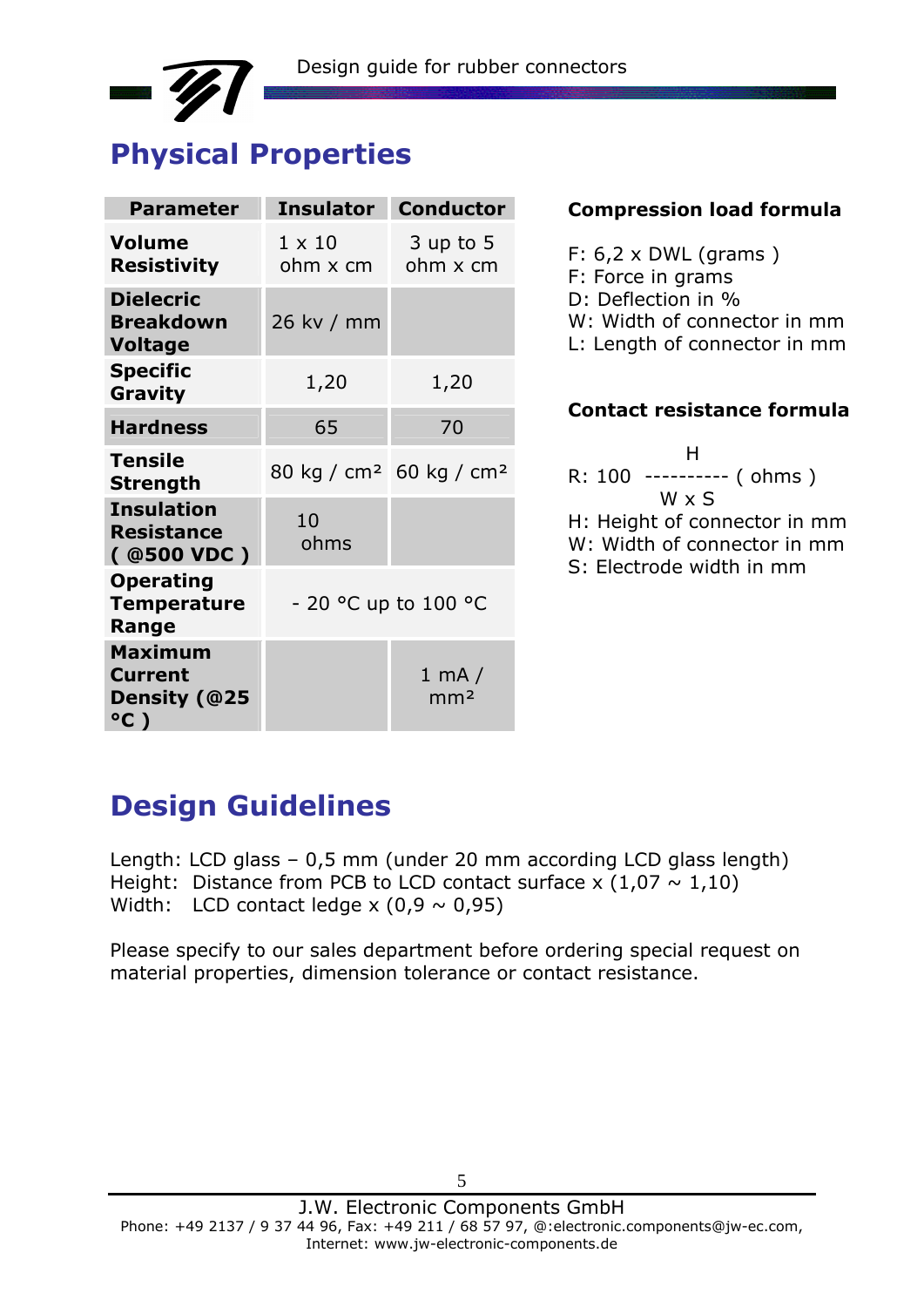## Physical Properties

| Parameter | Insulator | Conductor |
|---|---|---|
| **Volume Resistivity** | 1 x 10 ohm x cm | 3 up to 5 ohm x cm |
| **Dielecric Breakdown Voltage** | 26 kv / mm | |
| **Specific Gravity** | 1,20 | 1,20 |
| **Hardness** | 65 | 70 |
| **Tensile Strength** | 80 kg / cm² | 60 kg / cm² |
| **Insulation Resistance ( @500 VDC )** | 10 ohms | |
| **Operating Temperature Range** | - 20 °C up to 100 °C | |
| **Maximum Current Density (@25 °C )** | | 1 mA / mm² |

**Compression load formula**

F: 6,2 x DWL (grams )
F: Force in grams
D: Deflection in %
W: Width of connector in mm
L: Length of connector in mm

**Contact resistance formula**

$$R: 100 \frac{H}{W \times S} \text{ ( ohms )}$$

H: Height of connector in mm
W: Width of connector in mm
S: Electrode width in mm

## Design Guidelines

Length: LCD glass – 0,5 mm (under 20 mm according LCD glass length)
Height: Distance from PCB to LCD contact surface x (1,07 ~ 1,10)
Width: LCD contact ledge x (0,9 ~ 0,95)

Please specify to our sales department before ordering special request on material properties, dimension tolerance or contact resistance.

J.W. Electronic Components GmbH
Phone: +49 2137 / 9 37 44 96, Fax: +49 211 / 68 57 97, @:electronic.components@jw-ec.com,
Internet: www.jw-electronic-components.de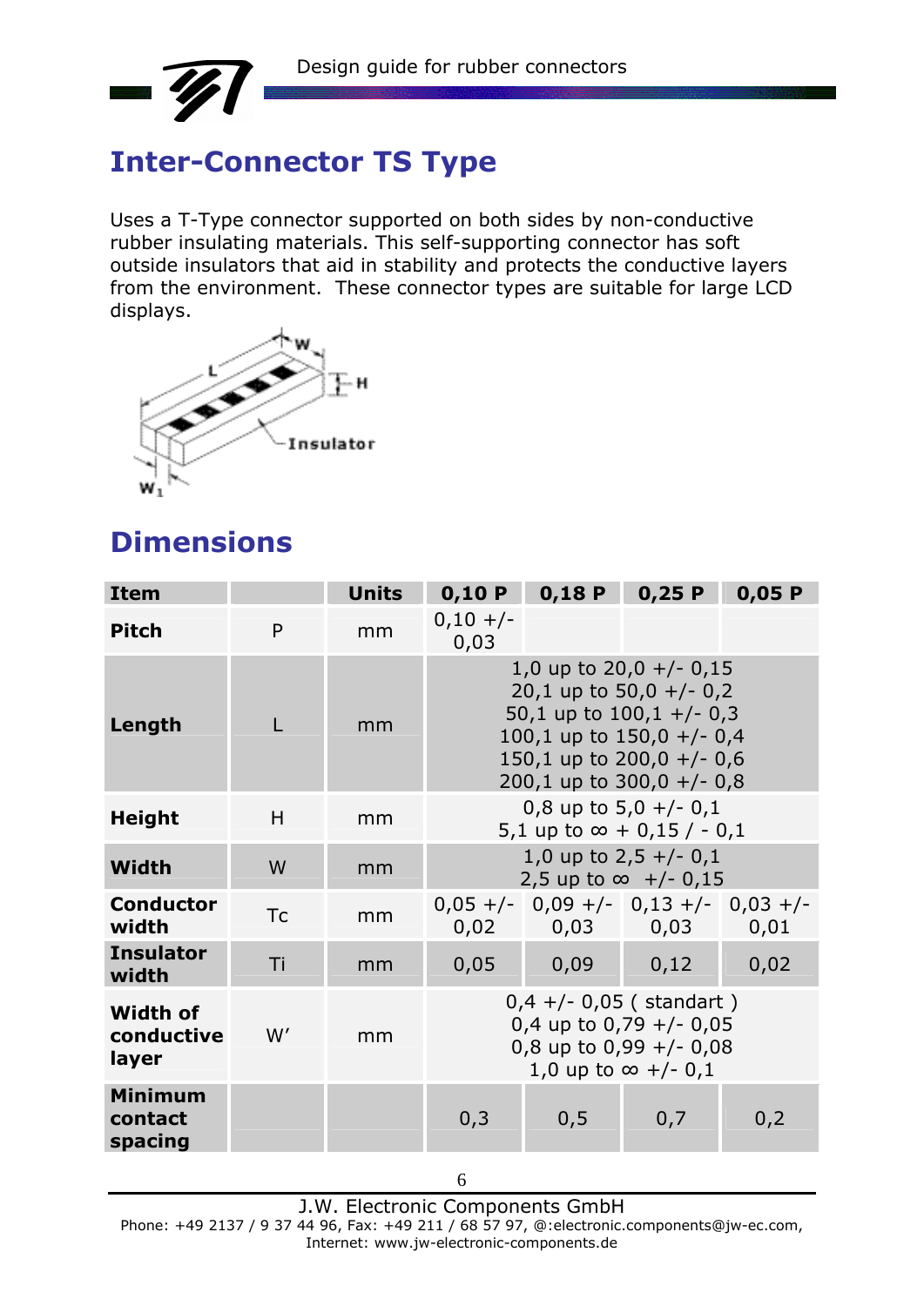# Inter-Connector TS Type

Uses a T-Type connector supported on both sides by non-conductive rubber insulating materials. This self-supporting connector has soft outside insulators that aid in stability and protects the conductive layers from the environment. These connector types are suitable for large LCD displays.

## Dimensions

| Item | | Units | 0,10 P | 0,18 P | 0,25 P | 0,05 P |
|---|---|---|---|---|---|---|
| Pitch | P | mm | 0,10 +/- 0,03 | | | |
| Length | L | mm | 1,0 up to 20,0 +/- 0,15<br>20,1 up to 50,0 +/- 0,2<br>50,1 up to 100,1 +/- 0,3<br>100,1 up to 150,0 +/- 0,4<br>150,1 up to 200,0 +/- 0,6<br>200,1 up to 300,0 +/- 0,8 | | | |
| Height | H | mm | 0,8 up to 5,0 +/- 0,1<br>5,1 up to ∞ + 0,15 / - 0,1 | | | |
| Width | W | mm | 1,0 up to 2,5 +/- 0,1<br>2,5 up to ∞ +/- 0,15 | | | |
| Conductor width | Tc | mm | 0,05 +/- 0,02 | 0,09 +/- 0,03 | 0,13 +/- 0,03 | 0,03 +/- 0,01 |
| Insulator width | Ti | mm | 0,05 | 0,09 | 0,12 | 0,02 |
| Width of conductive layer | W' | mm | 0,4 +/- 0,05 ( standart )<br>0,4 up to 0,79 +/- 0,05<br>0,8 up to 0,99 +/- 0,08<br>1,0 up to ∞ +/- 0,1 | | | |
| Minimum contact spacing | | | 0,3 | 0,5 | 0,7 | 0,2 |

J.W. Electronic Components GmbH
Phone: +49 2137 / 9 37 44 96, Fax: +49 211 / 68 57 97, @:electronic.components@jw-ec.com, Internet: www.jw-electronic-components.de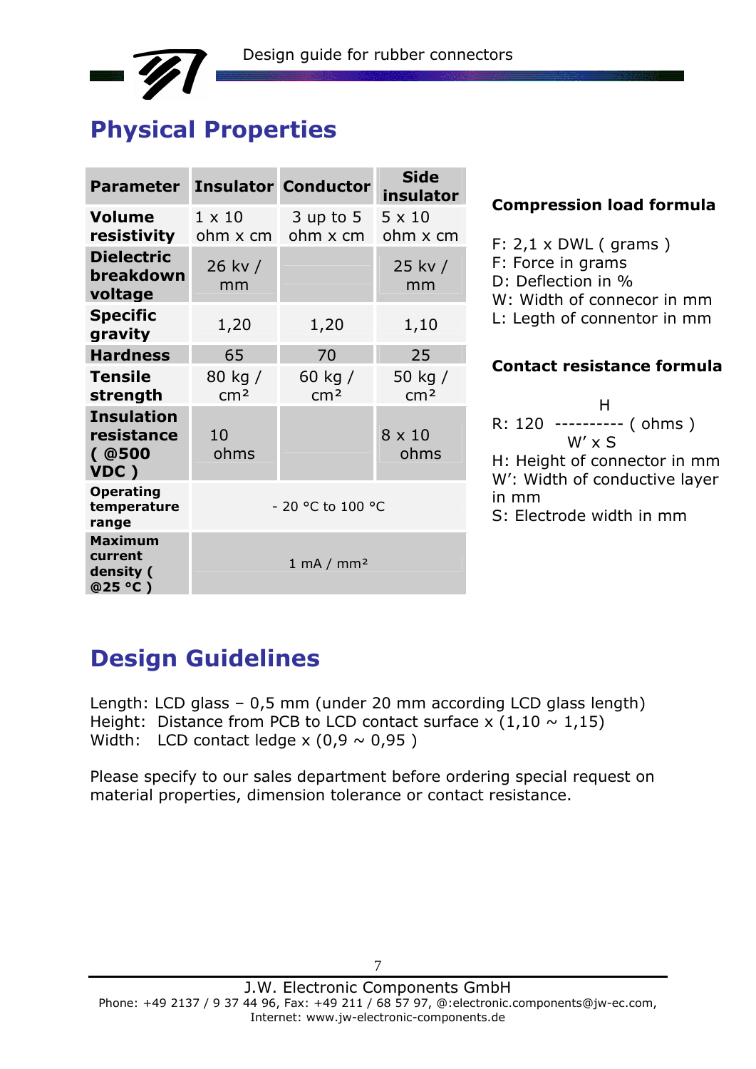# Physical Properties

| Parameter | Insulator | Conductor | Side insulator |
|---|---|---|---|
| **Volume resistivity** | 1 x 10 ohm x cm | 3 up to 5 ohm x cm | 5 x 10 ohm x cm |
| **Dielectric breakdown voltage** | 26 kv / mm | | 25 kv / mm |
| **Specific gravity** | 1,20 | 1,20 | 1,10 |
| **Hardness** | 65 | 70 | 25 |
| **Tensile strength** | 80 kg / cm² | 60 kg / cm² | 50 kg / cm² |
| **Insulation resistance ( @500 VDC )** | 10 ohms | | 8 x 10 ohms |
| **Operating temperature range** | - 20 °C to 100 °C | | |
| **Maximum current density ( @25 °C )** | 1 mA / mm² | | |

**Compression load formula**

F: 2,1 x DWL ( grams )
F: Force in grams
D: Deflection in %
W: Width of connecor in mm
L: Legth of connentor in mm

**Contact resistance formula**

$$R: 120 \frac{H}{W' \times S} \text{ ( ohms )}$$

H: Height of connector in mm
W': Width of conductive layer in mm
S: Electrode width in mm

# Design Guidelines

Length: LCD glass – 0,5 mm (under 20 mm according LCD glass length)
Height: Distance from PCB to LCD contact surface x (1,10 ~ 1,15)
Width: LCD contact ledge x (0,9 ~ 0,95 )

Please specify to our sales department before ordering special request on material properties, dimension tolerance or contact resistance.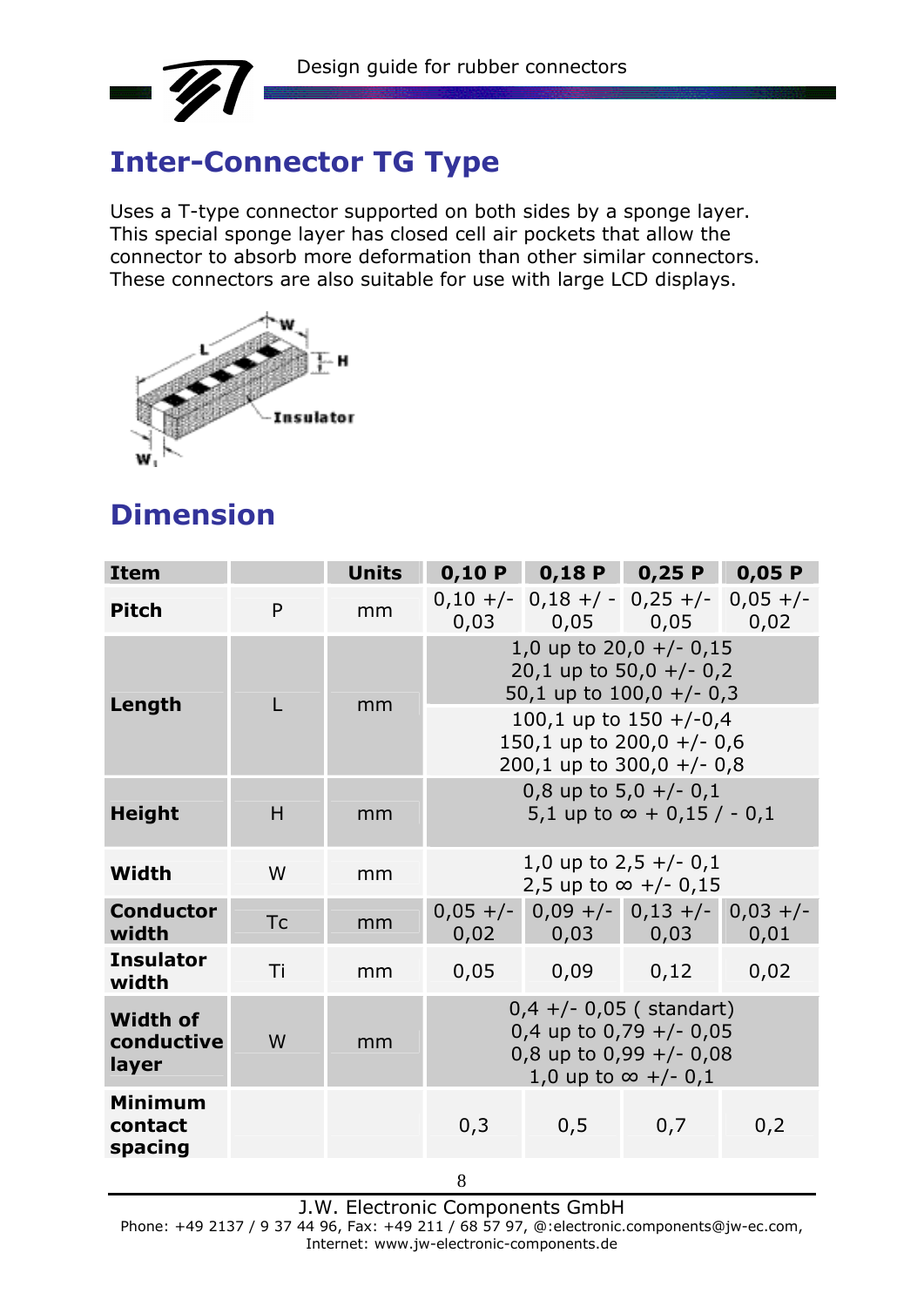# Inter-Connector TG Type

Uses a T-type connector supported on both sides by a sponge layer. This special sponge layer has closed cell air pockets that allow the connector to absorb more deformation than other similar connectors. These connectors are also suitable for use with large LCD displays.

## Dimension

| Item | | Units | 0,10 P | 0,18 P | 0,25 P | 0,05 P |
|---|---|---|---|---|---|---|
| **Pitch** | P | mm | 0,10 +/- 0,03 | 0,18 +/ - 0,05 | 0,25 +/- 0,05 | 0,05 +/- 0,02 |
| **Length** | L | mm | 1,0 up to 20,0 +/- 0,15<br>20,1 up to 50,0 +/- 0,2<br>50,1 up to 100,0 +/- 0,3<br>100,1 up to 150 +/-0,4<br>150,1 up to 200,0 +/- 0,6<br>200,1 up to 300,0 +/- 0,8 | | | |
| **Height** | H | mm | 0,8 up to 5,0 +/- 0,1<br>5,1 up to ∞ + 0,15 / - 0,1 | | | |
| **Width** | W | mm | 1,0 up to 2,5 +/- 0,1<br>2,5 up to ∞ +/- 0,15 | | | |
| **Conductor width** | Tc | mm | 0,05 +/- 0,02 | 0,09 +/- 0,03 | 0,13 +/- 0,03 | 0,03 +/- 0,01 |
| **Insulator width** | Ti | mm | 0,05 | 0,09 | 0,12 | 0,02 |
| **Width of conductive layer** | W | mm | 0,4 +/- 0,05 ( standart)<br>0,4 up to 0,79 +/- 0,05<br>0,8 up to 0,99 +/- 0,08<br>1,0 up to ∞ +/- 0,1 | | | |
| **Minimum contact spacing** | | | 0,3 | 0,5 | 0,7 | 0,2 |

J.W. Electronic Components GmbH
Phone: +49 2137 / 9 37 44 96, Fax: +49 211 / 68 57 97, @:electronic.components@jw-ec.com, Internet: www.jw-electronic-components.de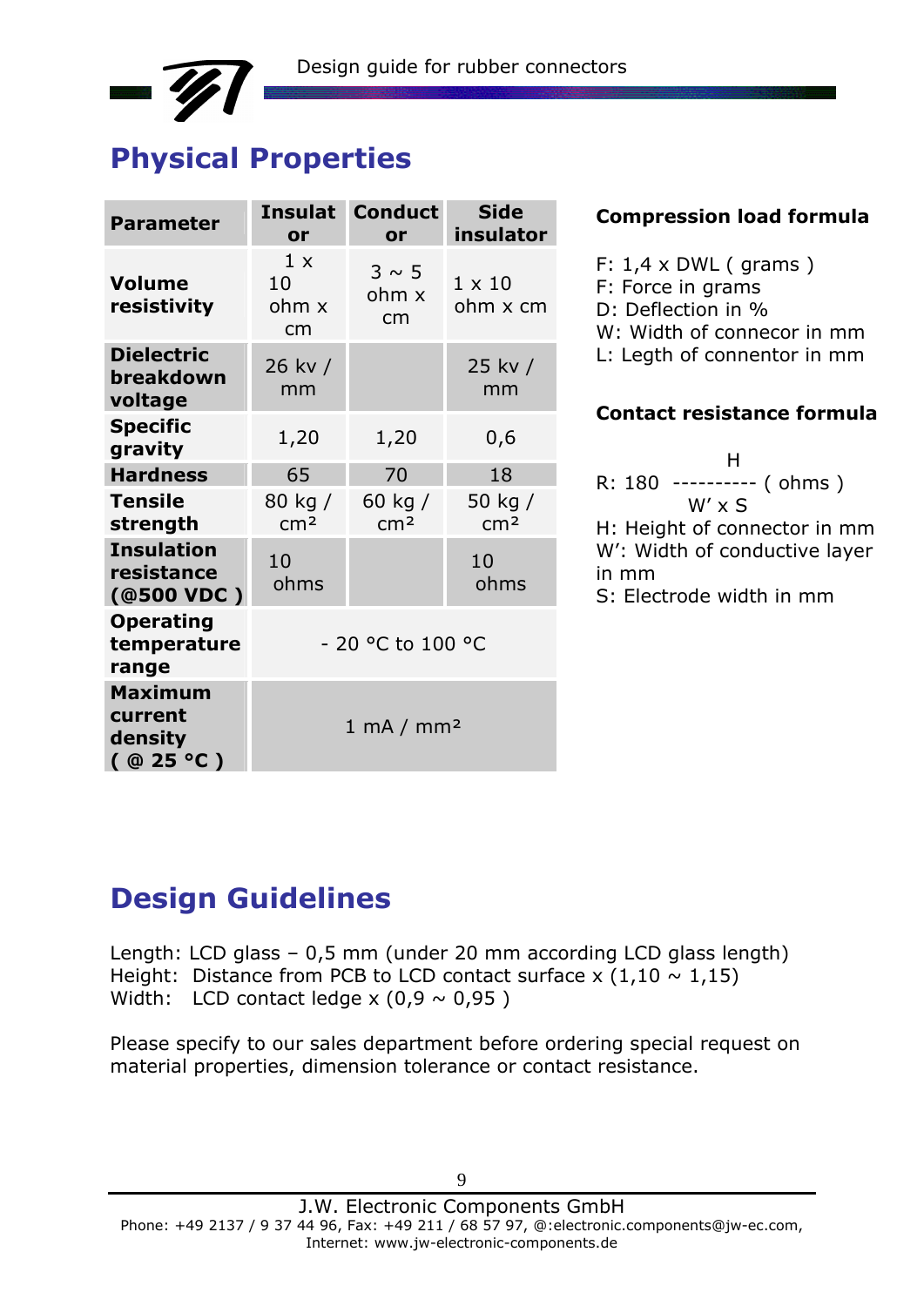# Physical Properties

| Parameter | Insulator | Conductor | Side insulator |
|---|---|---|---|
| **Volume resistivity** | 1 x 10 ohm x cm | 3 ~ 5 ohm x cm | 1 x 10 ohm x cm |
| **Dielectric breakdown voltage** | 26 kv / mm | | 25 kv / mm |
| **Specific gravity** | 1,20 | 1,20 | 0,6 |
| **Hardness** | 65 | 70 | 18 |
| **Tensile strength** | 80 kg / cm² | 60 kg / cm² | 50 kg / cm² |
| **Insulation resistance (@500 VDC )** | 10 ohms | | 10 ohms |
| **Operating temperature range** | - 20 °C to 100 °C | | |
| **Maximum current density ( @ 25 °C )** | 1 mA / mm² | | |

**Compression load formula**

F: 1,4 x DWL ( grams )
F: Force in grams
D: Deflection in %
W: Width of connecor in mm
L: Legth of connentor in mm

**Contact resistance formula**

$$R: 180 \frac{H}{W' \times S} \text{ ( ohms )}$$

H: Height of connector in mm
W': Width of conductive layer in mm
S: Electrode width in mm

# Design Guidelines

Length: LCD glass – 0,5 mm (under 20 mm according LCD glass length)
Height: Distance from PCB to LCD contact surface x (1,10 ~ 1,15)
Width: LCD contact ledge x (0,9 ~ 0,95 )

Please specify to our sales department before ordering special request on material properties, dimension tolerance or contact resistance.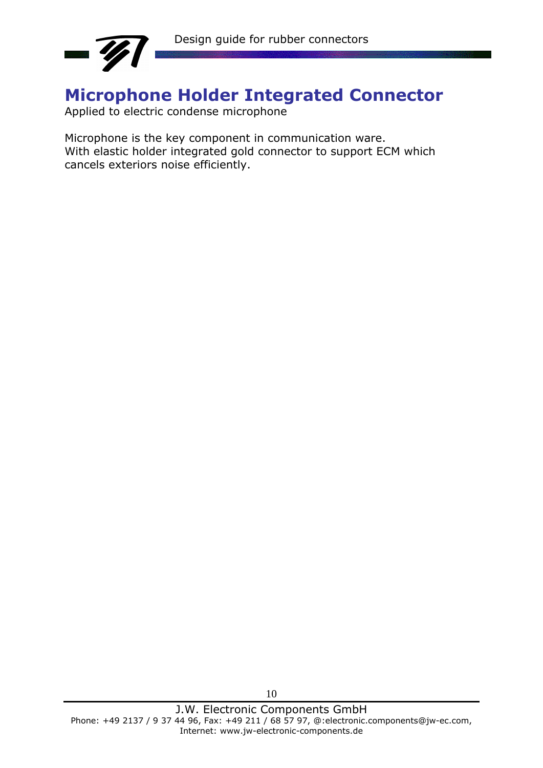# Microphone Holder Integrated Connector

Applied to electric condense microphone

Microphone is the key component in communication ware.
With elastic holder integrated gold connector to support ECM which cancels exteriors noise efficiently.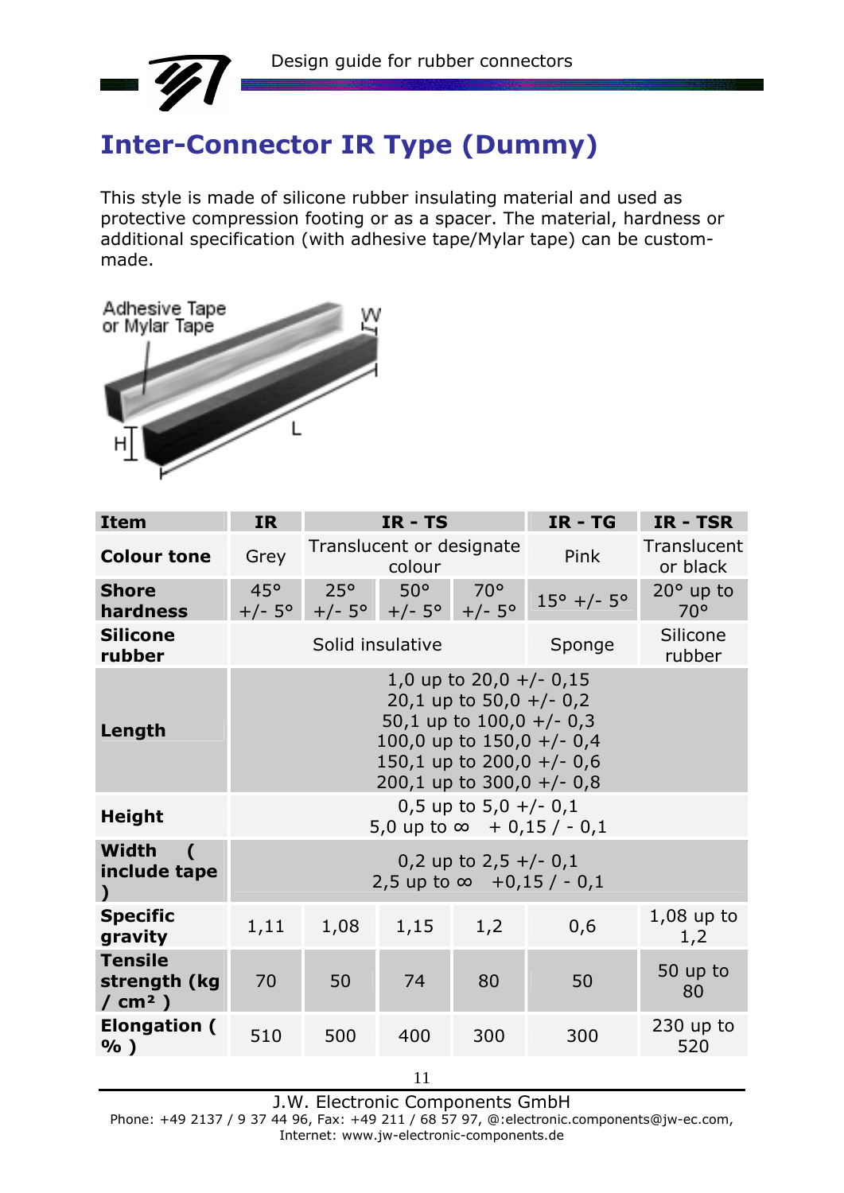# Inter-Connector IR Type (Dummy)

This style is made of silicone rubber insulating material and used as protective compression footing or as a spacer. The material, hardness or additional specification (with adhesive tape/Mylar tape) can be custom-made.

| Item | IR | IR - TS | | | IR - TG | IR - TSR |
|---|---|---|---|---|---|---|
| **Colour tone** | Grey | Translucent or designate colour | | | Pink | Translucent or black |
| **Shore hardness** | 45° +/- 5° | 25° +/- 5° | 50° +/- 5° | 70° +/- 5° | 15° +/- 5° | 20° up to 70° |
| **Silicone rubber** | Solid insulative | | | | Sponge | Silicone rubber |
| **Length** | 1,0 up to 20,0 +/- 0,15<br>20,1 up to 50,0 +/- 0,2<br>50,1 up to 100,0 +/- 0,3<br>100,0 up to 150,0 +/- 0,4<br>150,1 up to 200,0 +/- 0,6<br>200,1 up to 300,0 +/- 0,8 | | | | | |
| **Height** | 0,5 up to 5,0 +/- 0,1<br>5,0 up to ∞ + 0,15 / - 0,1 | | | | | |
| **Width ( include tape )** | 0,2 up to 2,5 +/- 0,1<br>2,5 up to ∞ +0,15 / - 0,1 | | | | | |
| **Specific gravity** | 1,11 | 1,08 | 1,15 | 1,2 | 0,6 | 1,08 up to 1,2 |
| **Tensile strength (kg / cm²)** | 70 | 50 | 74 | 80 | 50 | 50 up to 80 |
| **Elongation ( % )** | 510 | 500 | 400 | 300 | 300 | 230 up to 520 |

J.W. Electronic Components GmbH
Phone: +49 2137 / 9 37 44 96, Fax: +49 211 / 68 57 97, @:electronic.components@jw-ec.com,
Internet: www.jw-electronic-components.de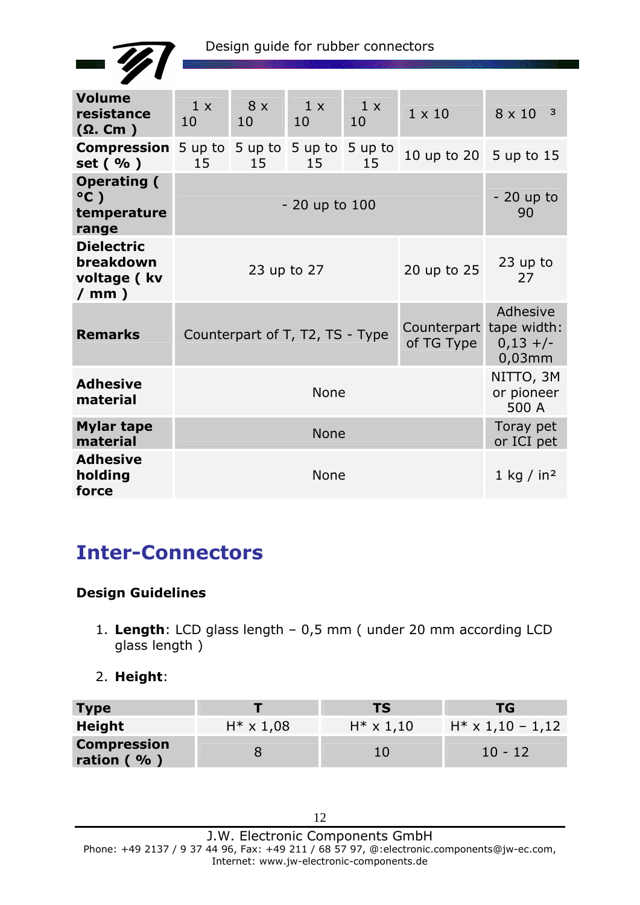| Volume resistance (Ω. Cm ) | 1 x 10 | 8 x 10 | 1 x 10 | 1 x 10 | 1 x 10 | 8 x 10 [3] |
| --- | --- | --- | --- | --- | --- | --- |
| Compression set ( % ) | 5 up to 15 | 5 up to 15 | 5 up to 15 | 5 up to 15 | 10 up to 20 | 5 up to 15 |
| Operating ( °C ) temperature range | - 20 up to 100 | | | | | - 20 up to 90 |
| Dielectric breakdown voltage ( kv / mm ) | 23 up to 27 | | | | 20 up to 25 | 23 up to 27 |
| Remarks | Counterpart of T, T2, TS - Type | | | | Counterpart of TG Type | Adhesive tape width: 0,13 +/- 0,03mm |
| Adhesive material | None | | | | | NITTO, 3M or pioneer 500 A |
| Mylar tape material | None | | | | | Toray pet or ICI pet |
| Adhesive holding force | None | | | | | 1 kg / in² |

# Inter-Connectors

**Design Guidelines**

1. **Length**: LCD glass length – 0,5 mm ( under 20 mm according LCD glass length )

2. **Height**:

| Type | T | TS | TG |
| --- | --- | --- | --- |
| Height | H* x 1,08 | H* x 1,10 | H* x 1,10 – 1,12 |
| Compression ration ( % ) | 8 | 10 | 10 - 12 |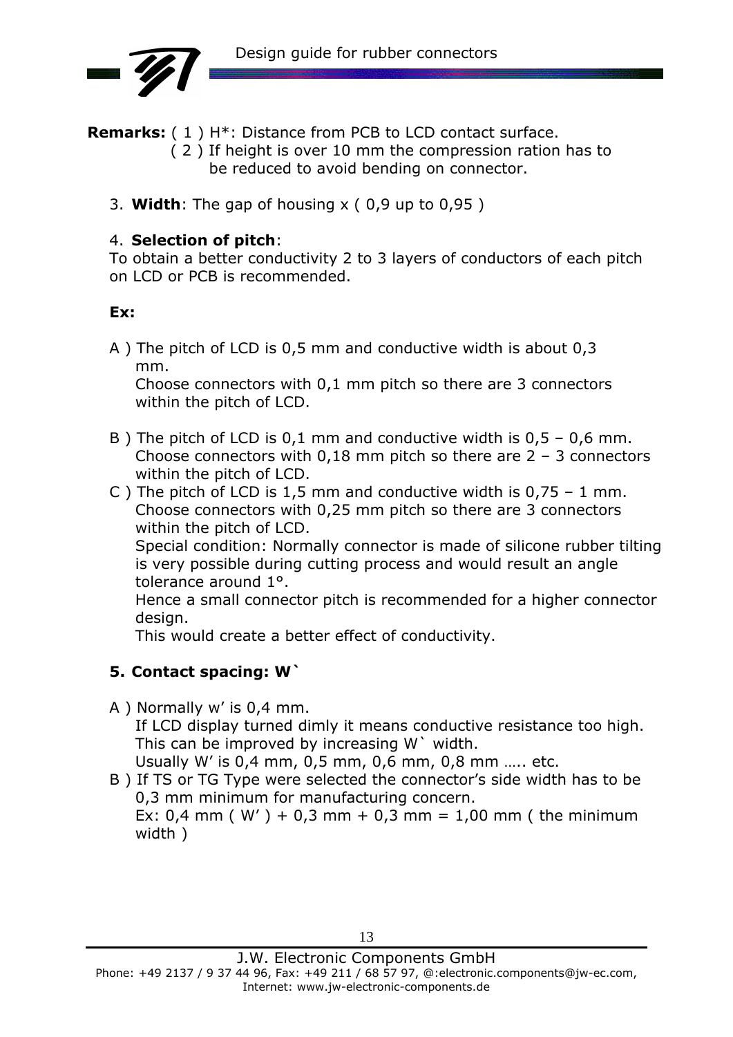**Remarks:** ( 1 ) H*: Distance from PCB to LCD contact surface.
( 2 ) If height is over 10 mm the compression ration has to be reduced to avoid bending on connector.

3. **Width**: The gap of housing x ( 0,9 up to 0,95 )

4. **Selection of pitch**:
To obtain a better conductivity 2 to 3 layers of conductors of each pitch on LCD or PCB is recommended.

**Ex:**

A ) The pitch of LCD is 0,5 mm and conductive width is about 0,3 mm.
Choose connectors with 0,1 mm pitch so there are 3 connectors within the pitch of LCD.

B ) The pitch of LCD is 0,1 mm and conductive width is 0,5 – 0,6 mm.
Choose connectors with 0,18 mm pitch so there are 2 – 3 connectors within the pitch of LCD.

C ) The pitch of LCD is 1,5 mm and conductive width is 0,75 – 1 mm.
Choose connectors with 0,25 mm pitch so there are 3 connectors within the pitch of LCD.
Special condition: Normally connector is made of silicone rubber tilting is very possible during cutting process and would result an angle tolerance around 1°.
Hence a small connector pitch is recommended for a higher connector design.
This would create a better effect of conductivity.

**5. Contact spacing: W`**

A ) Normally w’ is 0,4 mm.
If LCD display turned dimly it means conductive resistance too high. This can be improved by increasing W` width.
Usually W’ is 0,4 mm, 0,5 mm, 0,6 mm, 0,8 mm ….. etc.

B ) If TS or TG Type were selected the connector’s side width has to be 0,3 mm minimum for manufacturing concern.
Ex: 0,4 mm ( W’ ) + 0,3 mm + 0,3 mm = 1,00 mm ( the minimum width )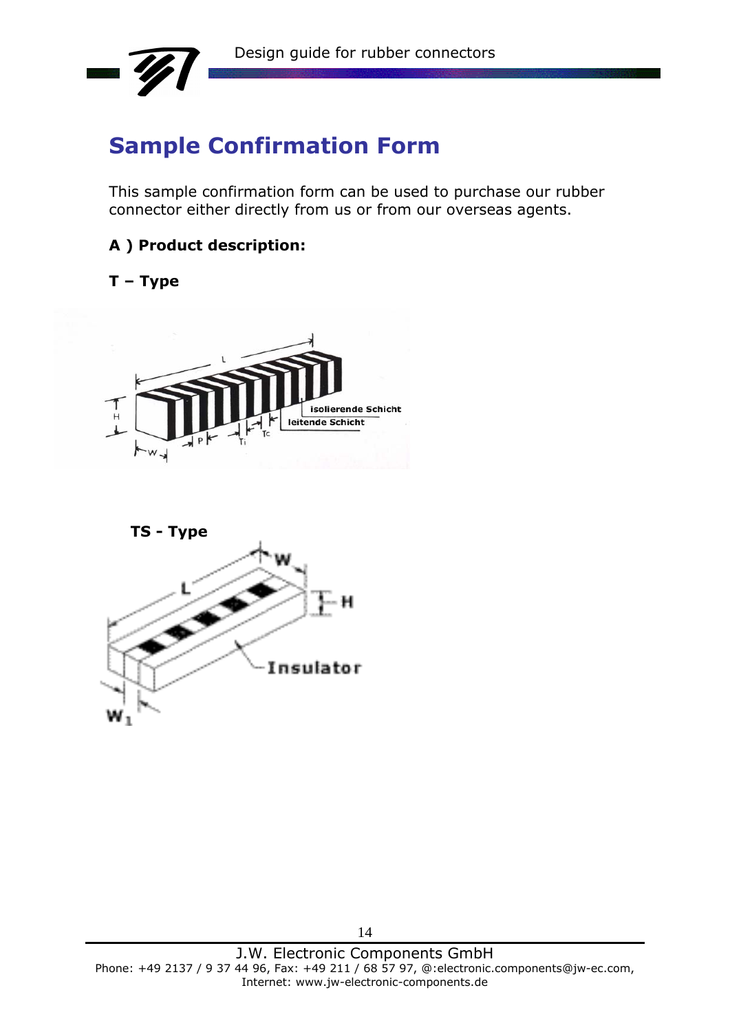# Sample Confirmation Form

This sample confirmation form can be used to purchase our rubber connector either directly from us or from our overseas agents.

### A ) Product description:

### T – Type

### TS - Type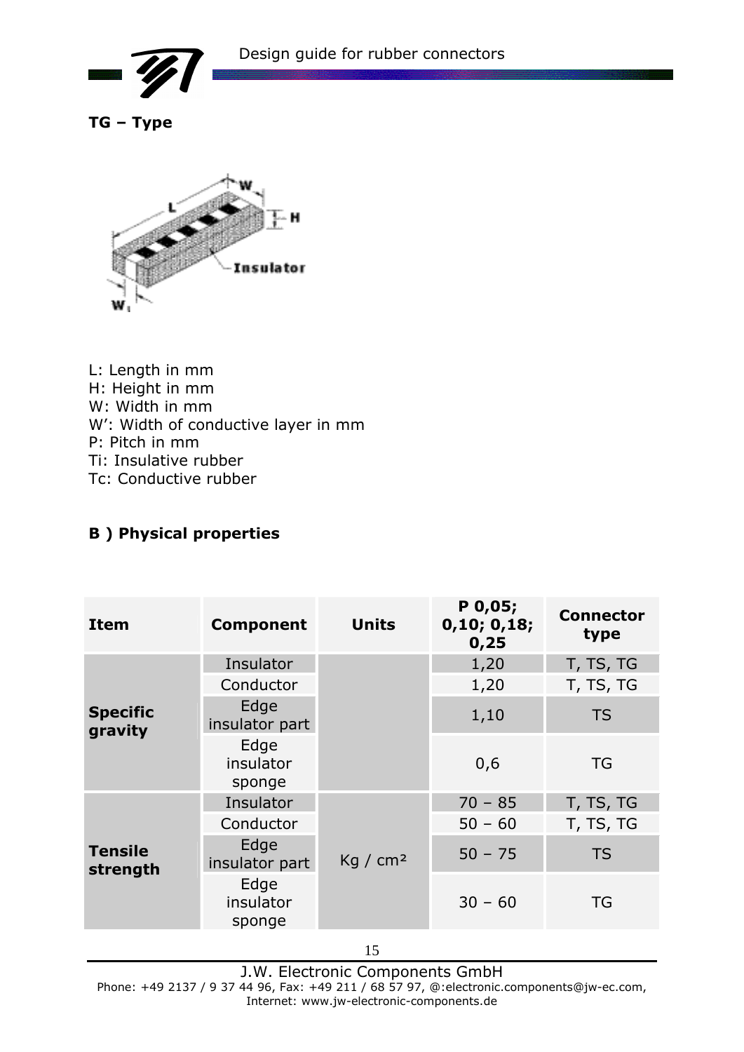**TG – Type**

L: Length in mm
H: Height in mm
W: Width in mm
W': Width of conductive layer in mm
P: Pitch in mm
Ti: Insulative rubber
Tc: Conductive rubber

**B ) Physical properties**

| Item | Component | Units | P 0,05; 0,10; 0,18; 0,25 | Connector type |
|---|---|---|---|---|
| **Specific gravity** | Insulator | | 1,20 | T, TS, TG |
| | Conductor | | 1,20 | T, TS, TG |
| | Edge insulator part | | 1,10 | TS |
| | Edge insulator sponge | | 0,6 | TG |
| **Tensile strength** | Insulator | Kg / cm² | 70 – 85 | T, TS, TG |
| | Conductor | | 50 – 60 | T, TS, TG |
| | Edge insulator part | | 50 – 75 | TS |
| | Edge insulator sponge | | 30 – 60 | TG |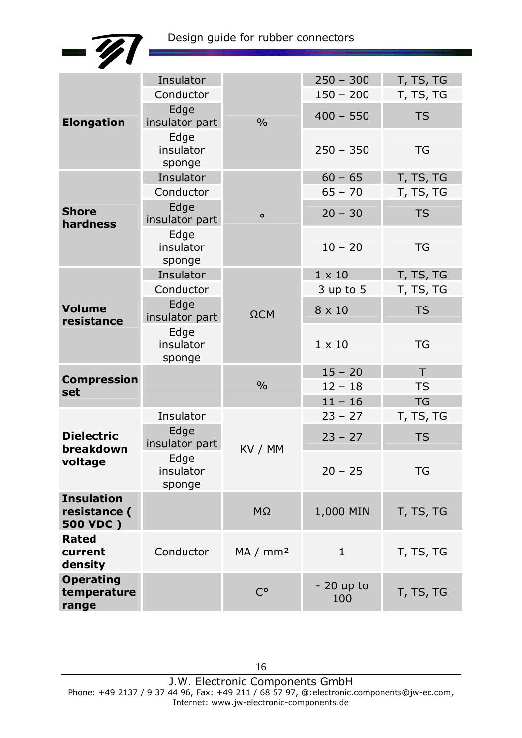| | | | | |
|---|---|---|---|---|
| **Elongation** | Insulator | % | 250 – 300 | T, TS, TG |
| | Conductor | | 150 – 200 | T, TS, TG |
| | Edge insulator part | | 400 – 550 | TS |
| | Edge insulator sponge | | 250 – 350 | TG |
| **Shore hardness** | Insulator | ° | 60 – 65 | T, TS, TG |
| | Conductor | | 65 – 70 | T, TS, TG |
| | Edge insulator part | | 20 – 30 | TS |
| | Edge insulator sponge | | 10 – 20 | TG |
| **Volume resistance** | Insulator | ΩCM | 1 x 10 | T, TS, TG |
| | Conductor | | 3 up to 5 | T, TS, TG |
| | Edge insulator part | | 8 x 10 | TS |
| | Edge insulator sponge | | 1 x 10 | TG |
| **Compression set** | | % | 15 – 20 | T |
| | | | 12 – 18 | TS |
| | | | 11 – 16 | TG |
| **Dielectric breakdown voltage** | Insulator | KV / MM | 23 – 27 | T, TS, TG |
| | Edge insulator part | | 23 – 27 | TS |
| | Edge insulator sponge | | 20 – 25 | TG |
| **Insulation resistance ( 500 VDC )** | | MΩ | 1,000 MIN | T, TS, TG |
| **Rated current density** | Conductor | MA / mm² | 1 | T, TS, TG |
| **Operating temperature range** | | C° | - 20 up to 100 | T, TS, TG |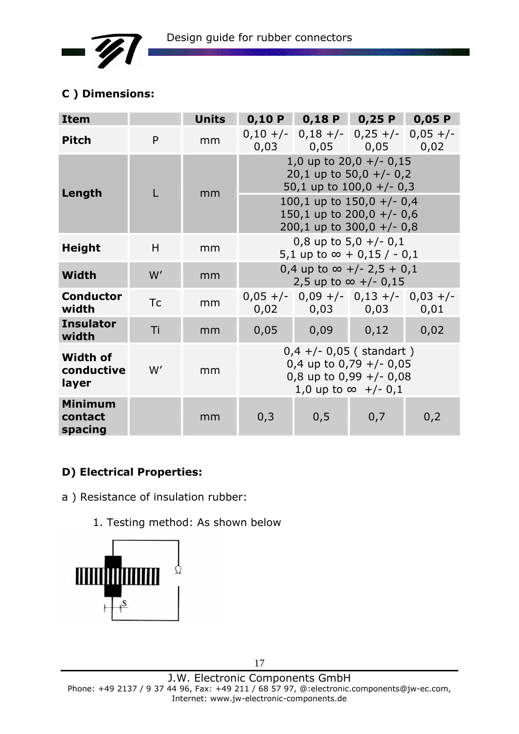## C ) Dimensions:

| Item | | Units | 0,10 P | 0,18 P | 0,25 P | 0,05 P |
|---|---|---|---|---|---|---|
| **Pitch** | P | mm | 0,10 +/- 0,03 | 0,18 +/- 0,05 | 0,25 +/- 0,05 | 0,05 +/- 0,02 |
| **Length** | L | mm | 1,0 up to 20,0 +/- 0,15<br>20,1 up to 50,0 +/- 0,2<br>50,1 up to 100,0 +/- 0,3<br>100,1 up to 150,0 +/- 0,4<br>150,1 up to 200,0 +/- 0,6<br>200,1 up to 300,0 +/- 0,8 | | | |
| **Height** | H | mm | 0,8 up to 5,0 +/- 0,1<br>5,1 up to ∞ + 0,15 / - 0,1 | | | |
| **Width** | W' | mm | 0,4 up to ∞ +/- 2,5 + 0,1<br>2,5 up to ∞ +/- 0,15 | | | |
| **Conductor width** | Tc | mm | 0,05 +/- 0,02 | 0,09 +/- 0,03 | 0,13 +/- 0,03 | 0,03 +/- 0,01 |
| **Insulator width** | Ti | mm | 0,05 | 0,09 | 0,12 | 0,02 |
| **Width of conductive layer** | W' | mm | 0,4 +/- 0,05 ( standart )<br>0,4 up to 0,79 +/- 0,05<br>0,8 up to 0,99 +/- 0,08<br>1,0 up to ∞ +/- 0,1 | | | |
| **Minimum contact spacing** | | mm | 0,3 | 0,5 | 0,7 | 0,2 |

## D) Electrical Properties:

a ) Resistance of insulation rubber:

1. Testing method: As shown below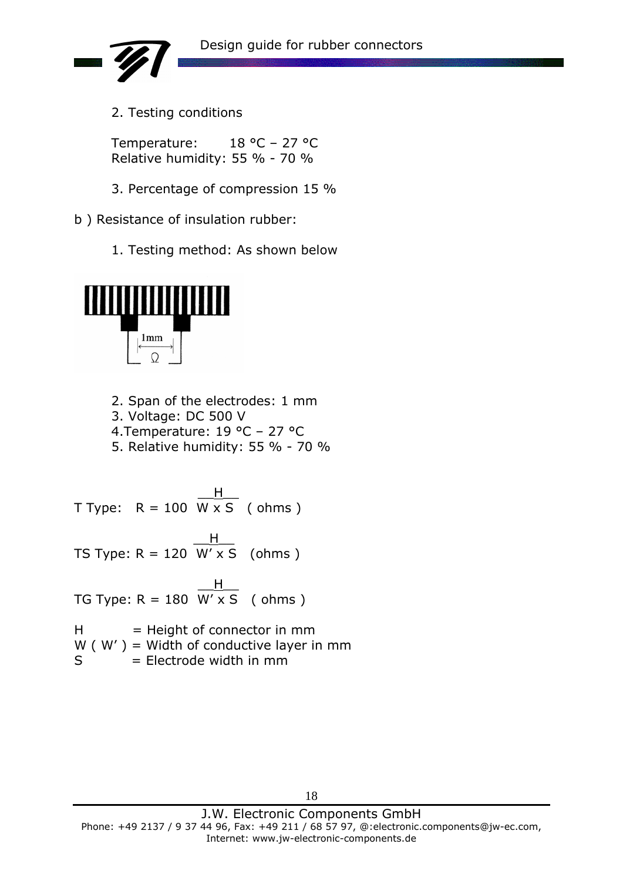2. Testing conditions

Temperature: 18 °C – 27 °C
Relative humidity: 55 % - 70 %

3. Percentage of compression 15 %

b ) Resistance of insulation rubber:

1. Testing method: As shown below

2. Span of the electrodes: 1 mm
3. Voltage: DC 500 V
4.Temperature: 19 °C – 27 °C
5. Relative humidity: 55 % - 70 %

T Type: $R = 100 \frac{H}{W \times S}$ ( ohms )

TS Type: $R = 120 \frac{H}{W' \times S}$ (ohms )

TG Type: $R = 180 \frac{H}{W' \times S}$ ( ohms )

H = Height of connector in mm
W ( W' ) = Width of conductive layer in mm
S = Electrode width in mm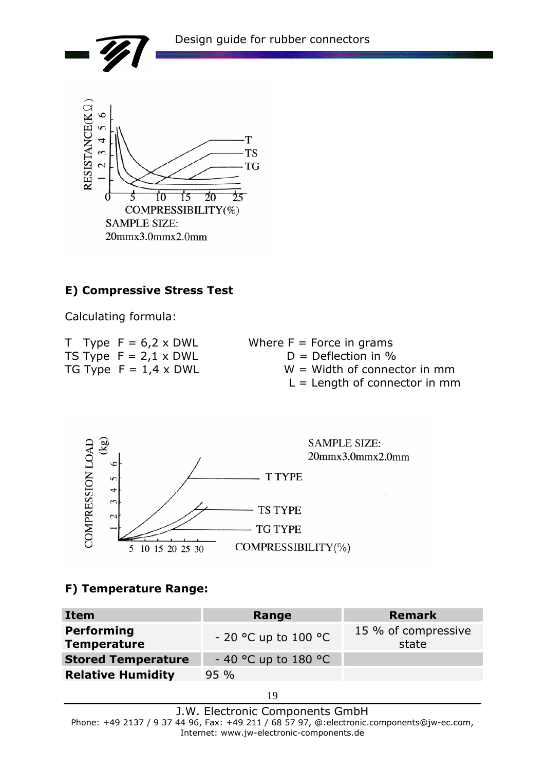SAMPLE SIZE:
20mmx3.0mmx2.0mm

### E) Compressive Stress Test

Calculating formula:

T Type F = 6,2 x DWL
TS Type F = 2,1 x DWL
TG Type F = 1,4 x DWL

Where F = Force in grams
D = Deflection in %
W = Width of connector in mm
L = Length of connector in mm

SAMPLE SIZE:
20mmx3.0mmx2.0mm

### F) Temperature Range:

| Item | Range | Remark |
|---|---|---|
| **Performing Temperature** | - 20 °C up to 100 °C | 15 % of compressive state |
| **Stored Temperature** | - 40 °C up to 180 °C | |
| **Relative Humidity** | 95 % | |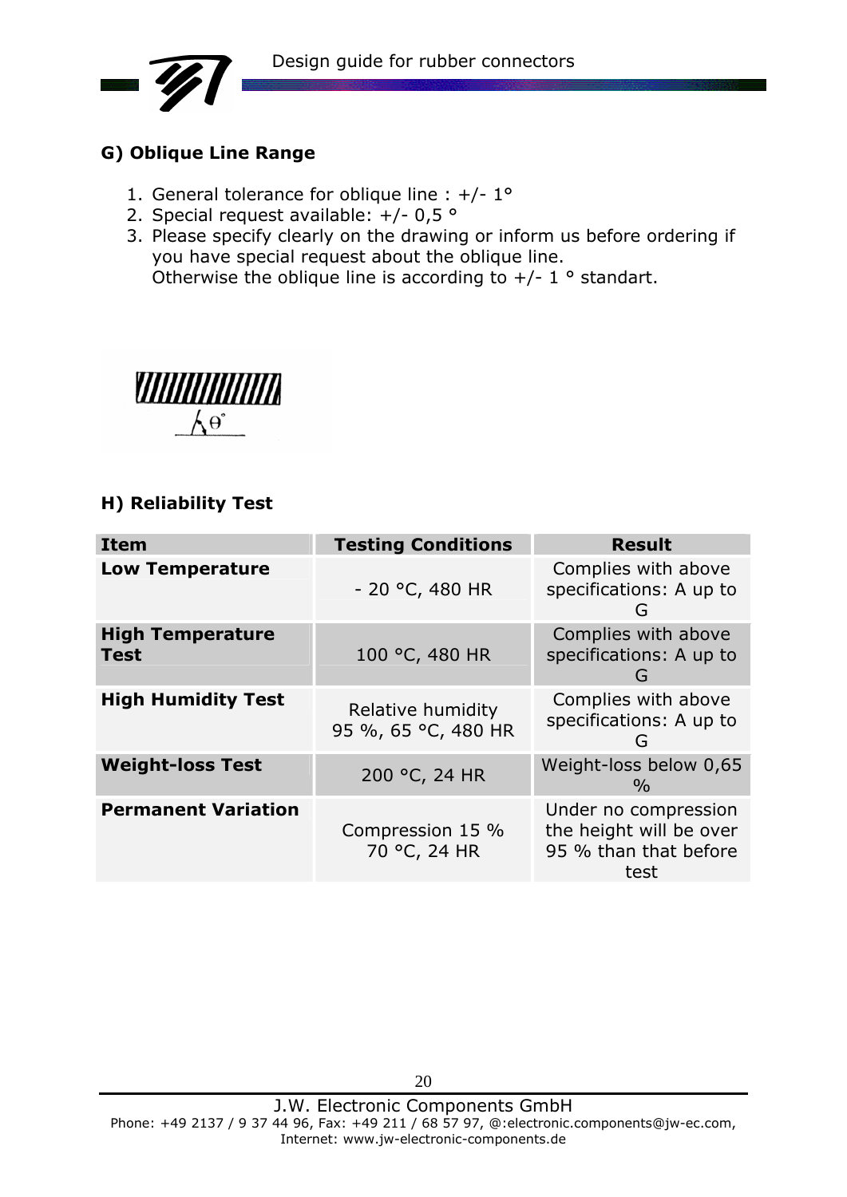## G) Oblique Line Range

1. General tolerance for oblique line : +/- 1°
2. Special request available: +/- 0,5 °
3. Please specify clearly on the drawing or inform us before ordering if you have special request about the oblique line.
   Otherwise the oblique line is according to +/- 1 ° standart.

## H) Reliability Test

| Item | Testing Conditions | Result |
|---|---|---|
| **Low Temperature** | - 20 °C, 480 HR | Complies with above specifications: A up to G |
| **High Temperature Test** | 100 °C, 480 HR | Complies with above specifications: A up to G |
| **High Humidity Test** | Relative humidity 95 %, 65 °C, 480 HR | Complies with above specifications: A up to G |
| **Weight-loss Test** | 200 °C, 24 HR | Weight-loss below 0,65 % |
| **Permanent Variation** | Compression 15 % 70 °C, 24 HR | Under no compression the height will be over 95 % than that before test |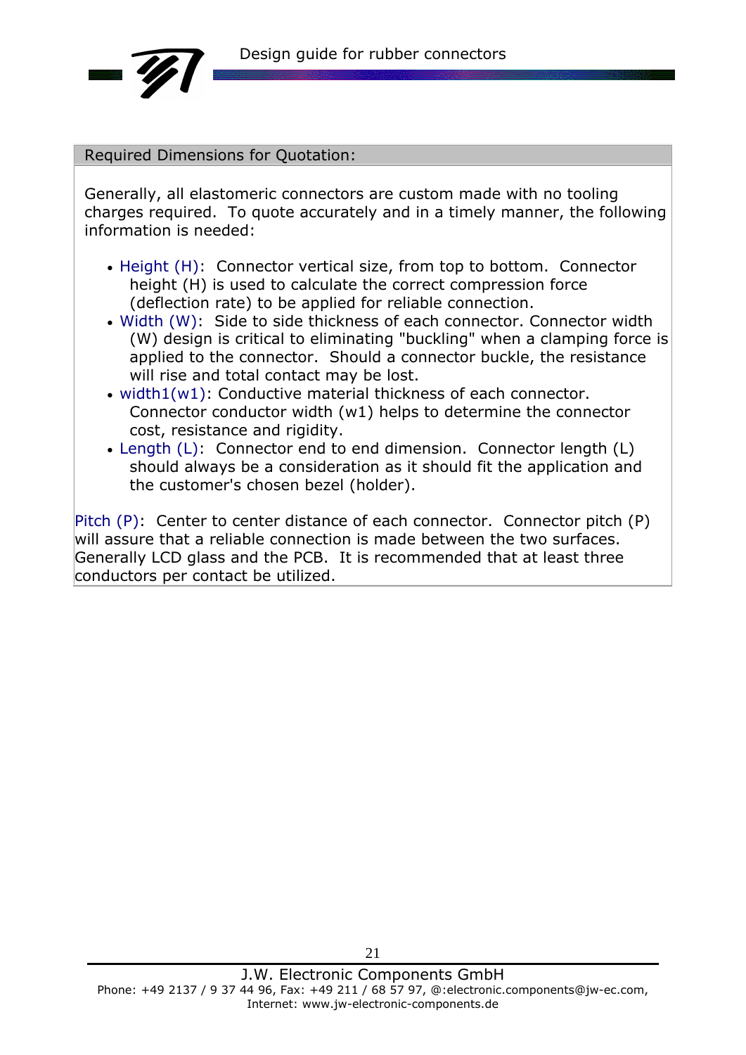## Required Dimensions for Quotation:

Generally, all elastomeric connectors are custom made with no tooling charges required. To quote accurately and in a timely manner, the following information is needed:

- Height (H): Connector vertical size, from top to bottom. Connector height (H) is used to calculate the correct compression force (deflection rate) to be applied for reliable connection.
- Width (W): Side to side thickness of each connector. Connector width (W) design is critical to eliminating "buckling" when a clamping force is applied to the connector. Should a connector buckle, the resistance will rise and total contact may be lost.
- width1(w1): Conductive material thickness of each connector. Connector conductor width (w1) helps to determine the connector cost, resistance and rigidity.
- Length (L): Connector end to end dimension. Connector length (L) should always be a consideration as it should fit the application and the customer's chosen bezel (holder).

Pitch (P): Center to center distance of each connector. Connector pitch (P) will assure that a reliable connection is made between the two surfaces. Generally LCD glass and the PCB. It is recommended that at least three conductors per contact be utilized.